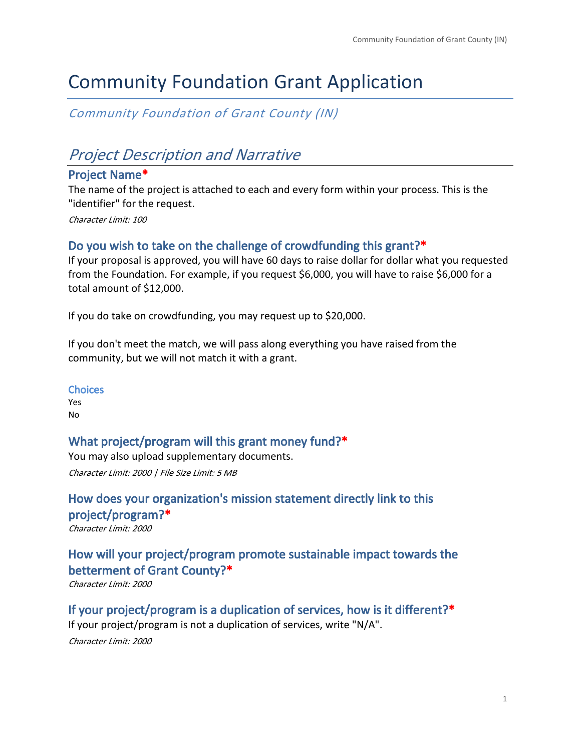# Community Foundation Grant Application

*Community Foundation of Grant County (IN)*

## *Project Description and Narrative*

### Project Name*

The name of the project is attached to each and every form within your process. This is the "identifier" for the request.

*Character Limit: 100*

### Do you wish to take on the challenge of crowdfunding this grant?*

If your proposal is approved, you will have 60 days to raise dollar for dollar what you requested from the Foundation. For example, if you request $6,000, you will have to raise $6,000 for a total amount of $12,000.

If you do take on crowdfunding, you may request up to $20,000.

If you don't meet the match, we will pass along everything you have raised from the community, but we will not match it with a grant.

**Choices**

Yes
No

### What project/program will this grant money fund?*

You may also upload supplementary documents.

*Character Limit: 2000 | File Size Limit: 5 MB*

### How does your organization's mission statement directly link to this project/program?*

*Character Limit: 2000*

### How will your project/program promote sustainable impact towards the betterment of Grant County?*

*Character Limit: 2000*

### If your project/program is a duplication of services, how is it different?*

If your project/program is not a duplication of services, write "N/A".

*Character Limit: 2000*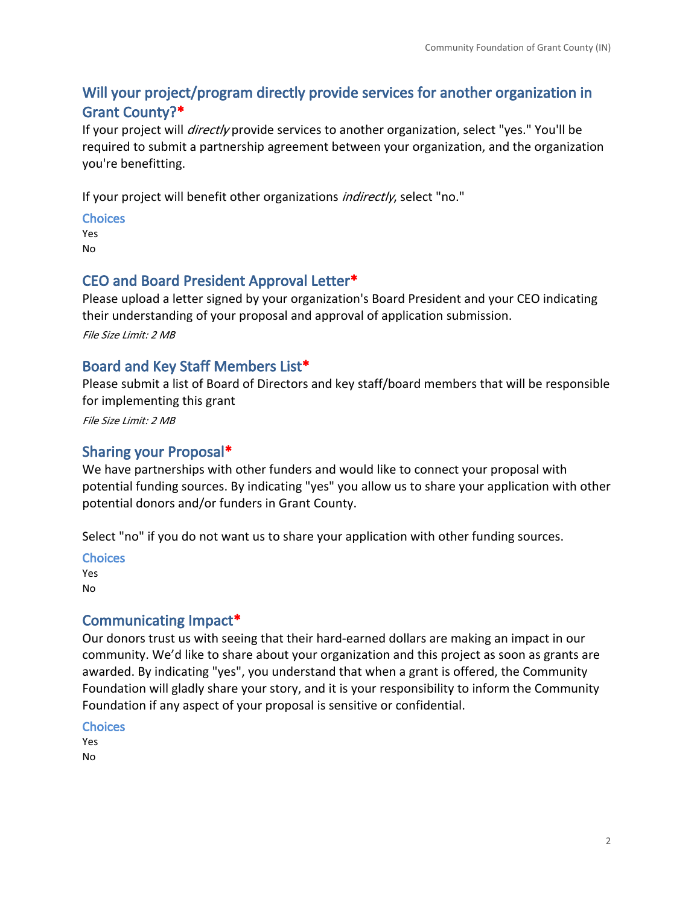## Will your project/program directly provide services for another organization in Grant County?*

If your project will *directly* provide services to another organization, select "yes." You'll be required to submit a partnership agreement between your organization, and the organization you're benefitting.

If your project will benefit other organizations *indirectly*, select "no."

**Choices**

Yes
No

## CEO and Board President Approval Letter*

Please upload a letter signed by your organization's Board President and your CEO indicating their understanding of your proposal and approval of application submission.

*File Size Limit: 2 MB*

## Board and Key Staff Members List*

Please submit a list of Board of Directors and key staff/board members that will be responsible for implementing this grant

*File Size Limit: 2 MB*

## Sharing your Proposal*

We have partnerships with other funders and would like to connect your proposal with potential funding sources. By indicating "yes" you allow us to share your application with other potential donors and/or funders in Grant County.

Select "no" if you do not want us to share your application with other funding sources.

**Choices**

Yes
No

## Communicating Impact*

Our donors trust us with seeing that their hard-earned dollars are making an impact in our community. We'd like to share about your organization and this project as soon as grants are awarded. By indicating "yes", you understand that when a grant is offered, the Community Foundation will gladly share your story, and it is your responsibility to inform the Community Foundation if any aspect of your proposal is sensitive or confidential.

**Choices**

Yes
No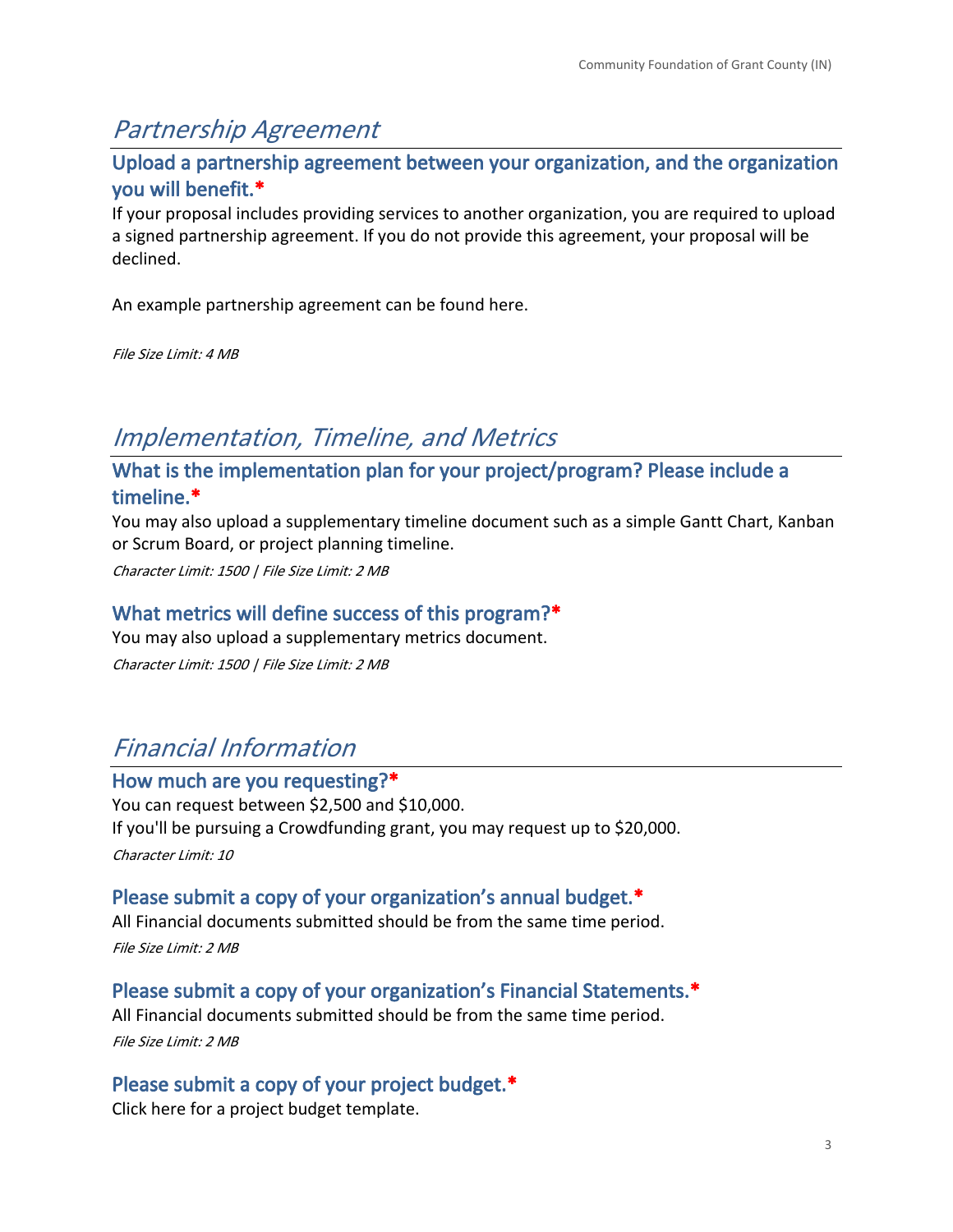# Partnership Agreement

## Upload a partnership agreement between your organization, and the organization you will benefit.*

If your proposal includes providing services to another organization, you are required to upload a signed partnership agreement. If you do not provide this agreement, your proposal will be declined.

An example partnership agreement can be found here.

*File Size Limit: 4 MB*

# Implementation, Timeline, and Metrics

## What is the implementation plan for your project/program? Please include a timeline.*

You may also upload a supplementary timeline document such as a simple Gantt Chart, Kanban or Scrum Board, or project planning timeline.

*Character Limit: 1500 | File Size Limit: 2 MB*

## What metrics will define success of this program?*

You may also upload a supplementary metrics document.

*Character Limit: 1500 | File Size Limit: 2 MB*

# Financial Information

## How much are you requesting?*

You can request between $2,500 and $10,000.
If you'll be pursuing a Crowdfunding grant, you may request up to $20,000.

*Character Limit: 10*

## Please submit a copy of your organization's annual budget.*

All Financial documents submitted should be from the same time period.

*File Size Limit: 2 MB*

## Please submit a copy of your organization's Financial Statements.*

All Financial documents submitted should be from the same time period.

*File Size Limit: 2 MB*

## Please submit a copy of your project budget.*

Click here for a project budget template.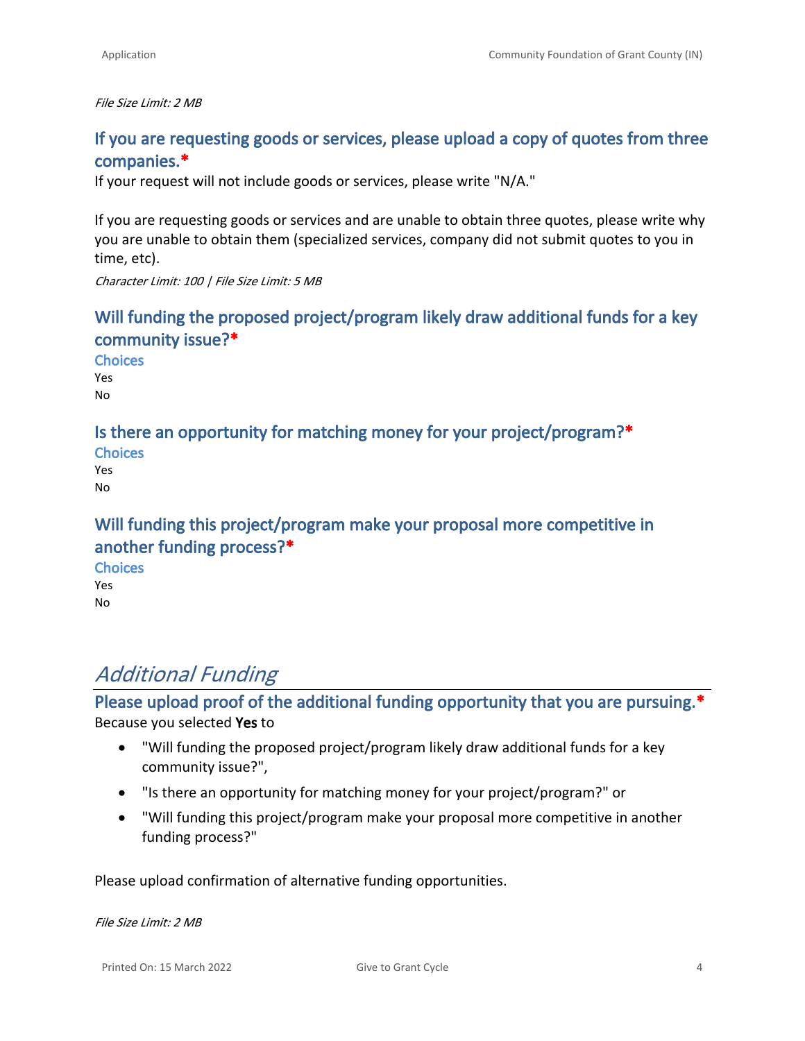*File Size Limit: 2 MB*

### If you are requesting goods or services, please upload a copy of quotes from three companies.*

If your request will not include goods or services, please write "N/A."

If you are requesting goods or services and are unable to obtain three quotes, please write why you are unable to obtain them (specialized services, company did not submit quotes to you in time, etc).

*Character Limit: 100 | File Size Limit: 5 MB*

### Will funding the proposed project/program likely draw additional funds for a key community issue?*

**Choices**

Yes
No

### Is there an opportunity for matching money for your project/program?*

**Choices**

Yes
No

### Will funding this project/program make your proposal more competitive in another funding process?*

**Choices**

Yes
No

## *Additional Funding*

### Please upload proof of the additional funding opportunity that you are pursuing.*

Because you selected **Yes** to

- "Will funding the proposed project/program likely draw additional funds for a key community issue?",
- "Is there an opportunity for matching money for your project/program?" or
- "Will funding this project/program make your proposal more competitive in another funding process?"

Please upload confirmation of alternative funding opportunities.

*File Size Limit: 2 MB*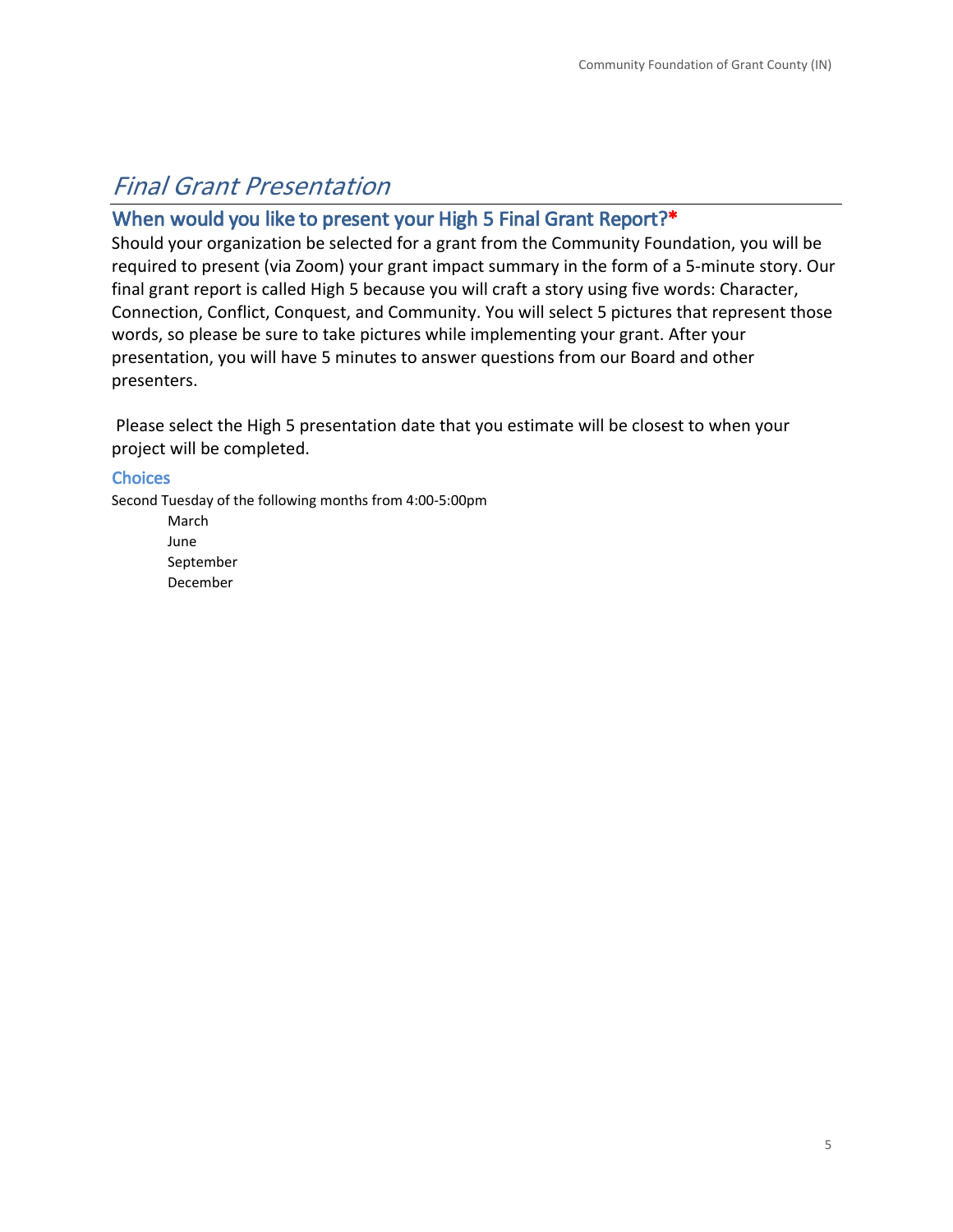# *Final Grant Presentation*

## When would you like to present your High 5 Final Grant Report?*

Should your organization be selected for a grant from the Community Foundation, you will be required to present (via Zoom) your grant impact summary in the form of a 5-minute story. Our final grant report is called High 5 because you will craft a story using five words: Character, Connection, Conflict, Conquest, and Community. You will select 5 pictures that represent those words, so please be sure to take pictures while implementing your grant. After your presentation, you will have 5 minutes to answer questions from our Board and other presenters.

Please select the High 5 presentation date that you estimate will be closest to when your project will be completed.

### Choices

Second Tuesday of the following months from 4:00-5:00pm

- March
- June
- September
- December